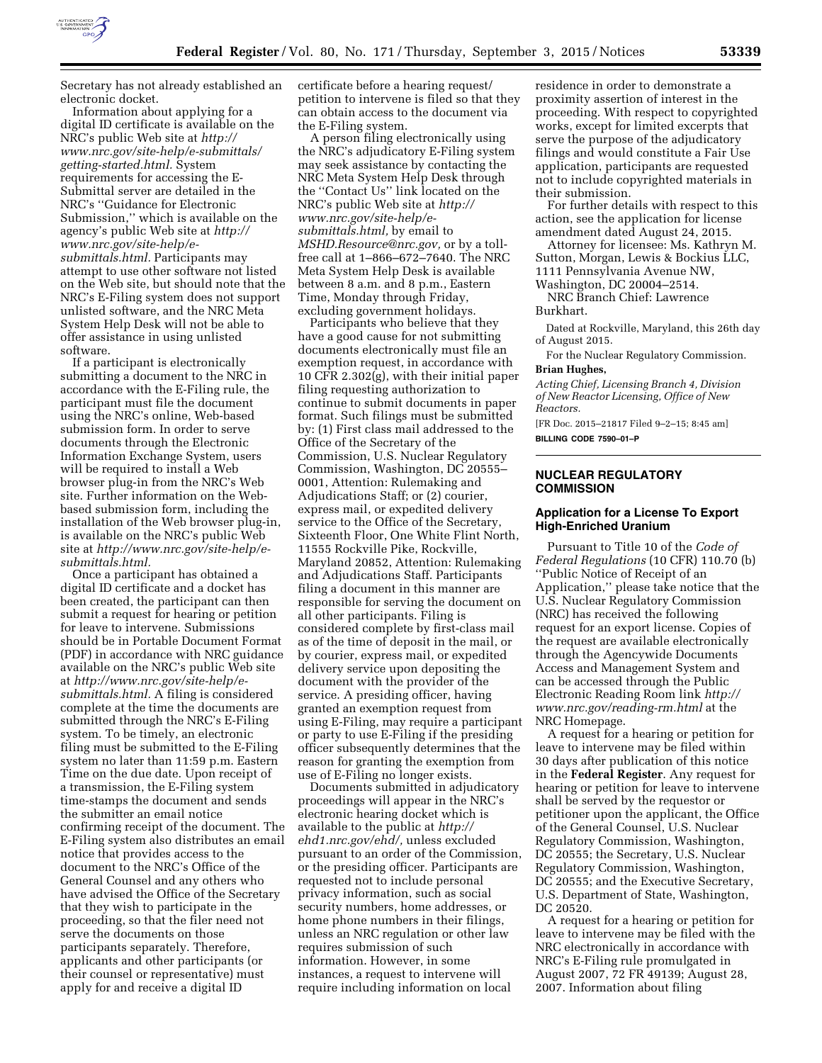Secretary has not already established an electronic docket.

Information about applying for a digital ID certificate is available on the NRC's public Web site at *http://www.nrc.gov/site-help/e-submittals/getting-started.html.* System requirements for accessing the E-Submittal server are detailed in the NRC's ''Guidance for Electronic Submission,'' which is available on the agency's public Web site at *http://www.nrc.gov/site-help/e-submittals.html.* Participants may attempt to use other software not listed on the Web site, but should note that the NRC's E-Filing system does not support unlisted software, and the NRC Meta System Help Desk will not be able to offer assistance in using unlisted software.

If a participant is electronically submitting a document to the NRC in accordance with the E-Filing rule, the participant must file the document using the NRC's online, Web-based submission form. In order to serve documents through the Electronic Information Exchange System, users will be required to install a Web browser plug-in from the NRC's Web site. Further information on the Web-based submission form, including the installation of the Web browser plug-in, is available on the NRC's public Web site at *http://www.nrc.gov/site-help/e-submittals.html.*

Once a participant has obtained a digital ID certificate and a docket has been created, the participant can then submit a request for hearing or petition for leave to intervene. Submissions should be in Portable Document Format (PDF) in accordance with NRC guidance available on the NRC's public Web site at *http://www.nrc.gov/site-help/e-submittals.html.* A filing is considered complete at the time the documents are submitted through the NRC's E-Filing system. To be timely, an electronic filing must be submitted to the E-Filing system no later than 11:59 p.m. Eastern Time on the due date. Upon receipt of a transmission, the E-Filing system time-stamps the document and sends the submitter an email notice confirming receipt of the document. The E-Filing system also distributes an email notice that provides access to the document to the NRC's Office of the General Counsel and any others who have advised the Office of the Secretary that they wish to participate in the proceeding, so that the filer need not serve the documents on those participants separately. Therefore, applicants and other participants (or their counsel or representative) must apply for and receive a digital ID certificate before a hearing request/petition to intervene is filed so that they can obtain access to the document via the E-Filing system.

A person filing electronically using the NRC's adjudicatory E-Filing system may seek assistance by contacting the NRC Meta System Help Desk through the ''Contact Us'' link located on the NRC's public Web site at *http://www.nrc.gov/site-help/e-submittals.html,* by email to *MSHD.Resource@nrc.gov,* or by a toll-free call at 1–866–672–7640. The NRC Meta System Help Desk is available between 8 a.m. and 8 p.m., Eastern Time, Monday through Friday, excluding government holidays.

Participants who believe that they have a good cause for not submitting documents electronically must file an exemption request, in accordance with 10 CFR 2.302(g), with their initial paper filing requesting authorization to continue to submit documents in paper format. Such filings must be submitted by: (1) First class mail addressed to the Office of the Secretary of the Commission, U.S. Nuclear Regulatory Commission, Washington, DC 20555–0001, Attention: Rulemaking and Adjudications Staff; or (2) courier, express mail, or expedited delivery service to the Office of the Secretary, Sixteenth Floor, One White Flint North, 11555 Rockville Pike, Rockville, Maryland 20852, Attention: Rulemaking and Adjudications Staff. Participants filing a document in this manner are responsible for serving the document on all other participants. Filing is considered complete by first-class mail as of the time of deposit in the mail, or by courier, express mail, or expedited delivery service upon depositing the document with the provider of the service. A presiding officer, having granted an exemption request from using E-Filing, may require a participant or party to use E-Filing if the presiding officer subsequently determines that the reason for granting the exemption from use of E-Filing no longer exists.

Documents submitted in adjudicatory proceedings will appear in the NRC's electronic hearing docket which is available to the public at *http://ehd1.nrc.gov/ehd/,* unless excluded pursuant to an order of the Commission, or the presiding officer. Participants are requested not to include personal privacy information, such as social security numbers, home addresses, or home phone numbers in their filings, unless an NRC regulation or other law requires submission of such information. However, in some instances, a request to intervene will require including information on local residence in order to demonstrate a proximity assertion of interest in the proceeding. With respect to copyrighted works, except for limited excerpts that serve the purpose of the adjudicatory filings and would constitute a Fair Use application, participants are requested not to include copyrighted materials in their submission.

For further details with respect to this action, see the application for license amendment dated August 24, 2015.

Attorney for licensee: Ms. Kathryn M. Sutton, Morgan, Lewis & Bockius LLC, 1111 Pennsylvania Avenue NW, Washington, DC 20004–2514.

NRC Branch Chief: Lawrence Burkhart.

Dated at Rockville, Maryland, this 26th day of August 2015.

For the Nuclear Regulatory Commission.

**Brian Hughes,**

*Acting Chief, Licensing Branch 4, Division of New Reactor Licensing, Office of New Reactors.*

[FR Doc. 2015–21817 Filed 9–2–15; 8:45 am]

**BILLING CODE 7590–01–P**

## NUCLEAR REGULATORY COMMISSION

### Application for a License To Export High-Enriched Uranium

Pursuant to Title 10 of the *Code of Federal Regulations* (10 CFR) 110.70 (b) ''Public Notice of Receipt of an Application,'' please take notice that the U.S. Nuclear Regulatory Commission (NRC) has received the following request for an export license. Copies of the request are available electronically through the Agencywide Documents Access and Management System and can be accessed through the Public Electronic Reading Room link *http://www.nrc.gov/reading-rm.html* at the NRC Homepage.

A request for a hearing or petition for leave to intervene may be filed within 30 days after publication of this notice in the **Federal Register**. Any request for hearing or petition for leave to intervene shall be served by the requestor or petitioner upon the applicant, the Office of the General Counsel, U.S. Nuclear Regulatory Commission, Washington, DC 20555; the Secretary, U.S. Nuclear Regulatory Commission, Washington, DC 20555; and the Executive Secretary, U.S. Department of State, Washington, DC 20520.

A request for a hearing or petition for leave to intervene may be filed with the NRC electronically in accordance with NRC's E-Filing rule promulgated in August 2007, 72 FR 49139; August 28, 2007. Information about filing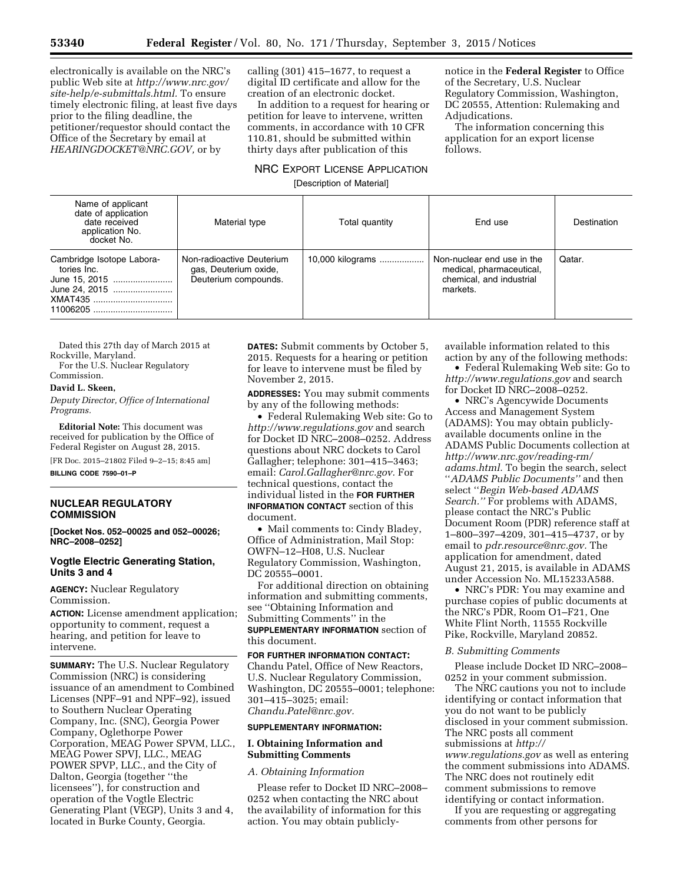electronically is available on the NRC's public Web site at *http://www.nrc.gov/site-help/e-submittals.html.* To ensure timely electronic filing, at least five days prior to the filing deadline, the petitioner/requestor should contact the Office of the Secretary by email at *HEARINGDOCKET@NRC.GOV,* or by calling (301) 415–1677, to request a digital ID certificate and allow for the creation of an electronic docket.

In addition to a request for hearing or petition for leave to intervene, written comments, in accordance with 10 CFR 110.81, should be submitted within thirty days after publication of this notice in the **Federal Register** to Office of the Secretary, U.S. Nuclear Regulatory Commission, Washington, DC 20555, Attention: Rulemaking and Adjudications.

The information concerning this application for an export license follows.

NRC EXPORT LICENSE APPLICATION

[Description of Material]

| Name of applicant date of application date received application No. docket No. | Material type | Total quantity | End use | Destination |
|---|---|---|---|---|
| Cambridge Isotope Laboratories Inc. June 15, 2015 June 24, 2015 XMAT435 11006205 | Non-radioactive Deuterium gas, Deuterium oxide, Deuterium compounds. | 10,000 kilograms | Non-nuclear end use in the medical, pharmaceutical, chemical, and industrial markets. | Qatar. |

Dated this 27th day of March 2015 at Rockville, Maryland.

For the U.S. Nuclear Regulatory Commission.

**David L. Skeen,**

*Deputy Director, Office of International Programs.*

**Editorial Note:** This document was received for publication by the Office of Federal Register on August 28, 2015.

[FR Doc. 2015–21802 Filed 9–2–15; 8:45 am]

**BILLING CODE 7590–01–P**

## NUCLEAR REGULATORY COMMISSION

**[Docket Nos. 052–00025 and 052–00026; NRC–2008–0252]**

### Vogtle Electric Generating Station, Units 3 and 4

**AGENCY:** Nuclear Regulatory Commission.

**ACTION:** License amendment application; opportunity to comment, request a hearing, and petition for leave to intervene.

**SUMMARY:** The U.S. Nuclear Regulatory Commission (NRC) is considering issuance of an amendment to Combined Licenses (NPF–91 and NPF–92), issued to Southern Nuclear Operating Company, Inc. (SNC), Georgia Power Company, Oglethorpe Power Corporation, MEAG Power SPVM, LLC., MEAG Power SPVJ, LLC., MEAG POWER SPVP, LLC., and the City of Dalton, Georgia (together ''the licensees''), for construction and operation of the Vogtle Electric Generating Plant (VEGP), Units 3 and 4, located in Burke County, Georgia.

**DATES:** Submit comments by October 5, 2015. Requests for a hearing or petition for leave to intervene must be filed by November 2, 2015.

**ADDRESSES:** You may submit comments by any of the following methods:

- Federal Rulemaking Web site: Go to *http://www.regulations.gov* and search for Docket ID NRC–2008–0252. Address questions about NRC dockets to Carol Gallagher; telephone: 301–415–3463; email: *Carol.Gallagher@nrc.gov.* For technical questions, contact the individual listed in the **FOR FURTHER INFORMATION CONTACT** section of this document.
- Mail comments to: Cindy Bladey, Office of Administration, Mail Stop: OWFN–12–H08, U.S. Nuclear Regulatory Commission, Washington, DC 20555–0001.

For additional direction on obtaining information and submitting comments, see ''Obtaining Information and Submitting Comments'' in the **SUPPLEMENTARY INFORMATION** section of this document.

**FOR FURTHER INFORMATION CONTACT:** Chandu Patel, Office of New Reactors, U.S. Nuclear Regulatory Commission, Washington, DC 20555–0001; telephone: 301–415–3025; email: *Chandu.Patel@nrc.gov.*

**SUPPLEMENTARY INFORMATION:**

### I. Obtaining Information and Submitting Comments

*A. Obtaining Information*

Please refer to Docket ID NRC–2008–0252 when contacting the NRC about the availability of information for this action. You may obtain publicly-available information related to this action by any of the following methods:

- Federal Rulemaking Web site: Go to *http://www.regulations.gov* and search for Docket ID NRC–2008–0252.
- NRC's Agencywide Documents Access and Management System (ADAMS): You may obtain publicly-available documents online in the ADAMS Public Documents collection at *http://www.nrc.gov/reading-rm/adams.html.* To begin the search, select ''*ADAMS Public Documents''* and then select ''*Begin Web-based ADAMS Search.''* For problems with ADAMS, please contact the NRC's Public Document Room (PDR) reference staff at 1–800–397–4209, 301–415–4737, or by email to *pdr.resource@nrc.gov.* The application for amendment, dated August 21, 2015, is available in ADAMS under Accession No. ML15233A588.
- NRC's PDR: You may examine and purchase copies of public documents at the NRC's PDR, Room O1–F21, One White Flint North, 11555 Rockville Pike, Rockville, Maryland 20852.

*B. Submitting Comments*

Please include Docket ID NRC–2008–0252 in your comment submission.

The NRC cautions you not to include identifying or contact information that you do not want to be publicly disclosed in your comment submission. The NRC posts all comment submissions at *http://www.regulations.gov* as well as entering the comment submissions into ADAMS. The NRC does not routinely edit comment submissions to remove identifying or contact information.

If you are requesting or aggregating comments from other persons for